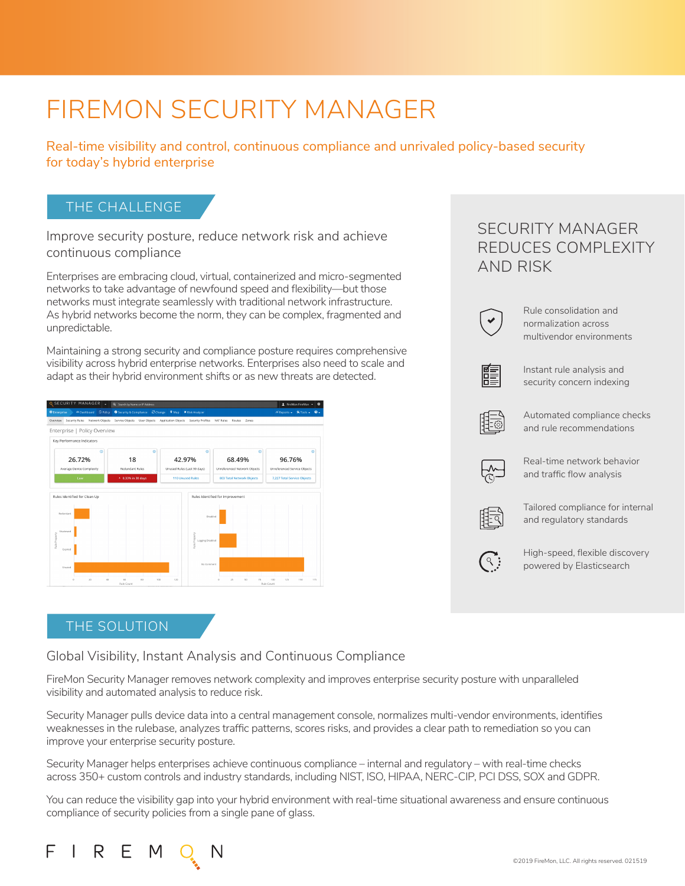# FIREMON SECURITY MANAGER

Real-time visibility and control, continuous compliance and unrivaled policy-based security for today's hybrid enterprise

## THE CHALLENGE

### Improve security posture, reduce network risk and achieve continuous compliance

Enterprises are embracing cloud, virtual, containerized and micro-segmented networks to take advantage of newfound speed and flexibility—but those networks must integrate seamlessly with traditional network infrastructure. As hybrid networks become the norm, they can be complex, fragmented and unpredictable.

Maintaining a strong security and compliance posture requires comprehensive visibility across hybrid enterprise networks. Enterprises also need to scale and adapt as their hybrid environment shifts or as new threats are detected.

## SECURITY MANAGER REDUCES COMPLEXITY AND RISK

- Rule consolidation and normalization across multivendor environments
- Instant rule analysis and security concern indexing
- Automated compliance checks and rule recommendations
- Real-time network behavior and traffic flow analysis
- Tailored compliance for internal and regulatory standards
- High-speed, flexible discovery powered by Elasticsearch

## THE SOLUTION

### Global Visibility, Instant Analysis and Continuous Compliance

FireMon Security Manager removes network complexity and improves enterprise security posture with unparalleled visibility and automated analysis to reduce risk.

Security Manager pulls device data into a central management console, normalizes multi-vendor environments, identifies weaknesses in the rulebase, analyzes traffic patterns, scores risks, and provides a clear path to remediation so you can improve your enterprise security posture.

Security Manager helps enterprises achieve continuous compliance – internal and regulatory – with real-time checks across 350+ custom controls and industry standards, including NIST, ISO, HIPAA, NERC-CIP, PCI DSS, SOX and GDPR.

You can reduce the visibility gap into your hybrid environment with real-time situational awareness and ensure continuous compliance of security policies from a single pane of glass.

©2019 FireMon, LLC. All rights reserved. 021519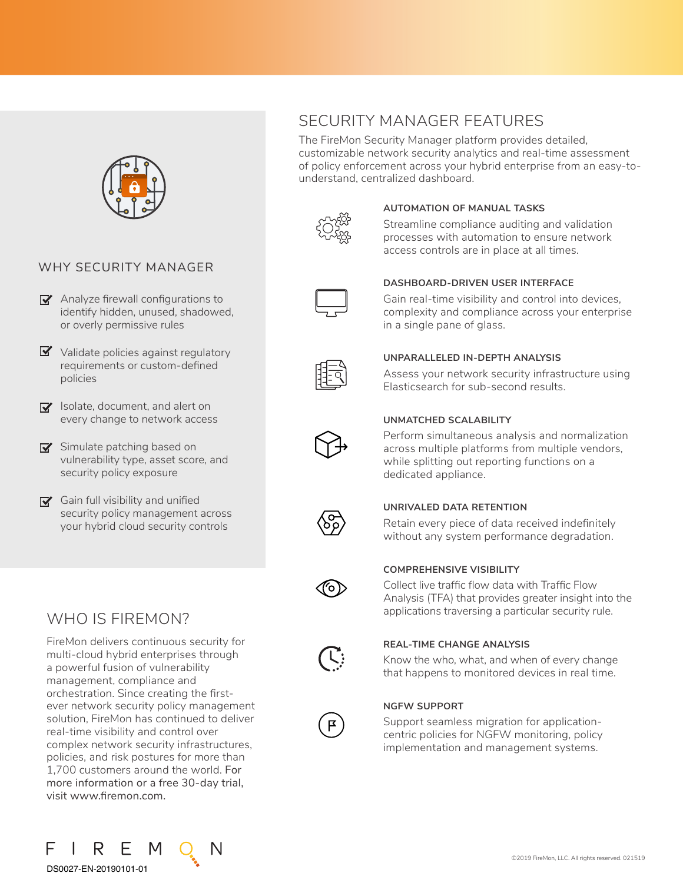## WHY SECURITY MANAGER

- Analyze firewall configurations to identify hidden, unused, shadowed, or overly permissive rules
- Validate policies against regulatory requirements or custom-defined policies
- Isolate, document, and alert on every change to network access
- Simulate patching based on vulnerability type, asset score, and security policy exposure
- Gain full visibility and unified security policy management across your hybrid cloud security controls

## WHO IS FIREMON?

FireMon delivers continuous security for multi-cloud hybrid enterprises through a powerful fusion of vulnerability management, compliance and orchestration. Since creating the first-ever network security policy management solution, FireMon has continued to deliver real-time visibility and control over complex network security infrastructures, policies, and risk postures for more than 1,700 customers around the world. For more information or a free 30-day trial, visit www.firemon.com.

## SECURITY MANAGER FEATURES

The FireMon Security Manager platform provides detailed, customizable network security analytics and real-time assessment of policy enforcement across your hybrid enterprise from an easy-to-understand, centralized dashboard.

### AUTOMATION OF MANUAL TASKS

Streamline compliance auditing and validation processes with automation to ensure network access controls are in place at all times.

### DASHBOARD-DRIVEN USER INTERFACE

Gain real-time visibility and control into devices, complexity and compliance across your enterprise in a single pane of glass.

### UNPARALLELED IN-DEPTH ANALYSIS

Assess your network security infrastructure using Elasticsearch for sub-second results.

### UNMATCHED SCALABILITY

Perform simultaneous analysis and normalization across multiple platforms from multiple vendors, while splitting out reporting functions on a dedicated appliance.

### UNRIVALED DATA RETENTION

Retain every piece of data received indefinitely without any system performance degradation.

### COMPREHENSIVE VISIBILITY

Collect live traffic flow data with Traffic Flow Analysis (TFA) that provides greater insight into the applications traversing a particular security rule.

### REAL-TIME CHANGE ANALYSIS

Know the who, what, and when of every change that happens to monitored devices in real time.

### NGFW SUPPORT

Support seamless migration for application-centric policies for NGFW monitoring, policy implementation and management systems.

FIREMON

DS0027-EN-20190101-01

©2019 FireMon, LLC. All rights reserved. 021519